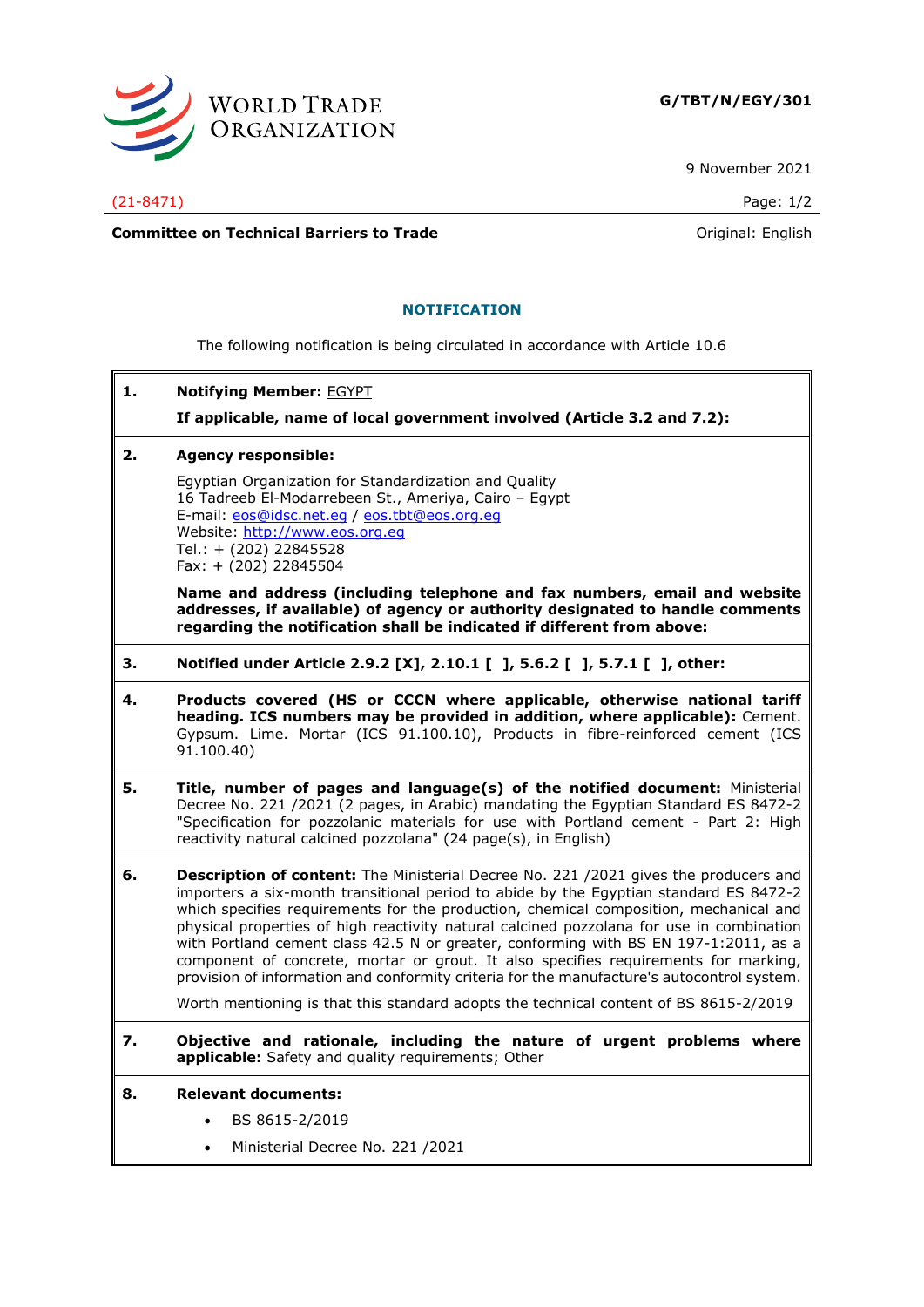WORLD TRADE ORGANIZATION

**G/TBT/N/EGY/301**

9 November 2021

(21-8471)

**Committee on Technical Barriers to Trade** Original: English

## NOTIFICATION

The following notification is being circulated in accordance with Article 10.6

**1. Notifying Member:** EGYPT

**If applicable, name of local government involved (Article 3.2 and 7.2):**

**2. Agency responsible:**

Egyptian Organization for Standardization and Quality
16 Tadreeb El-Modarrebeen St., Ameriya, Cairo – Egypt
E-mail: eos@idsc.net.eg / eos.tbt@eos.org.eg
Website: http://www.eos.org.eg
Tel.: + (202) 22845528
Fax: + (202) 22845504

**Name and address (including telephone and fax numbers, email and website addresses, if available) of agency or authority designated to handle comments regarding the notification shall be indicated if different from above:**

**3. Notified under Article 2.9.2 [X], 2.10.1 [ ], 5.6.2 [ ], 5.7.1 [ ], other:**

**4. Products covered (HS or CCCN where applicable, otherwise national tariff heading. ICS numbers may be provided in addition, where applicable):** Cement. Gypsum. Lime. Mortar (ICS 91.100.10), Products in fibre-reinforced cement (ICS 91.100.40)

**5. Title, number of pages and language(s) of the notified document:** Ministerial Decree No. 221 /2021 (2 pages, in Arabic) mandating the Egyptian Standard ES 8472-2 "Specification for pozzolanic materials for use with Portland cement - Part 2: High reactivity natural calcined pozzolana" (24 page(s), in English)

**6. Description of content:** The Ministerial Decree No. 221 /2021 gives the producers and importers a six-month transitional period to abide by the Egyptian standard ES 8472-2 which specifies requirements for the production, chemical composition, mechanical and physical properties of high reactivity natural calcined pozzolana for use in combination with Portland cement class 42.5 N or greater, conforming with BS EN 197-1:2011, as a component of concrete, mortar or grout. It also specifies requirements for marking, provision of information and conformity criteria for the manufacture's autocontrol system.

Worth mentioning is that this standard adopts the technical content of BS 8615-2/2019

**7. Objective and rationale, including the nature of urgent problems where applicable:** Safety and quality requirements; Other

**8. Relevant documents:**

- BS 8615-2/2019
- Ministerial Decree No. 221 /2021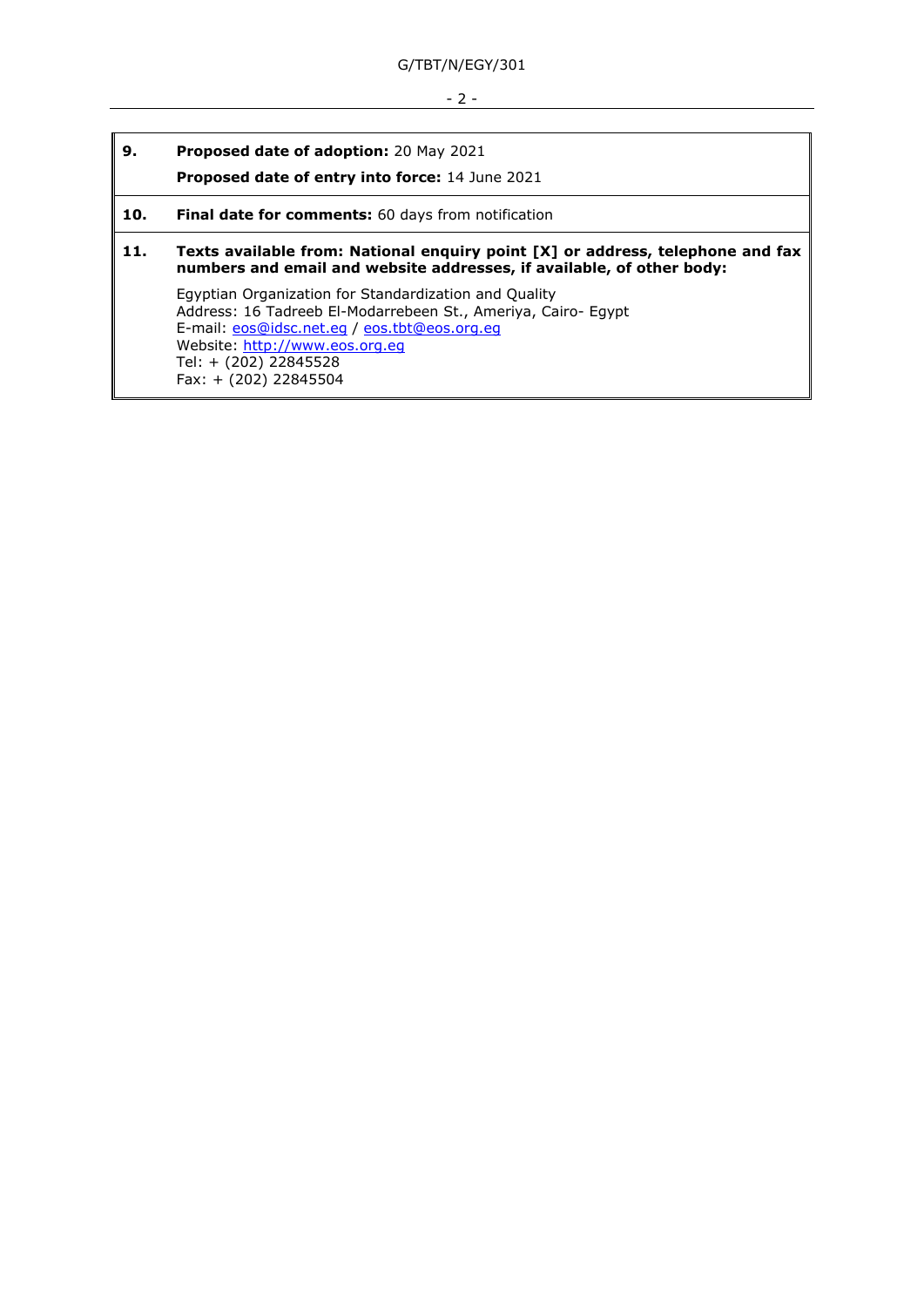**9.** **Proposed date of adoption:** 20 May 2021

**Proposed date of entry into force:** 14 June 2021

**10.** **Final date for comments:** 60 days from notification

**11.** **Texts available from: National enquiry point [X] or address, telephone and fax numbers and email and website addresses, if available, of other body:**

Egyptian Organization for Standardization and Quality
Address: 16 Tadreeb El-Modarrebeen St., Ameriya, Cairo- Egypt
E-mail: eos@idsc.net.eg / eos.tbt@eos.org.eg
Website: http://www.eos.org.eg
Tel: + (202) 22845528
Fax: + (202) 22845504